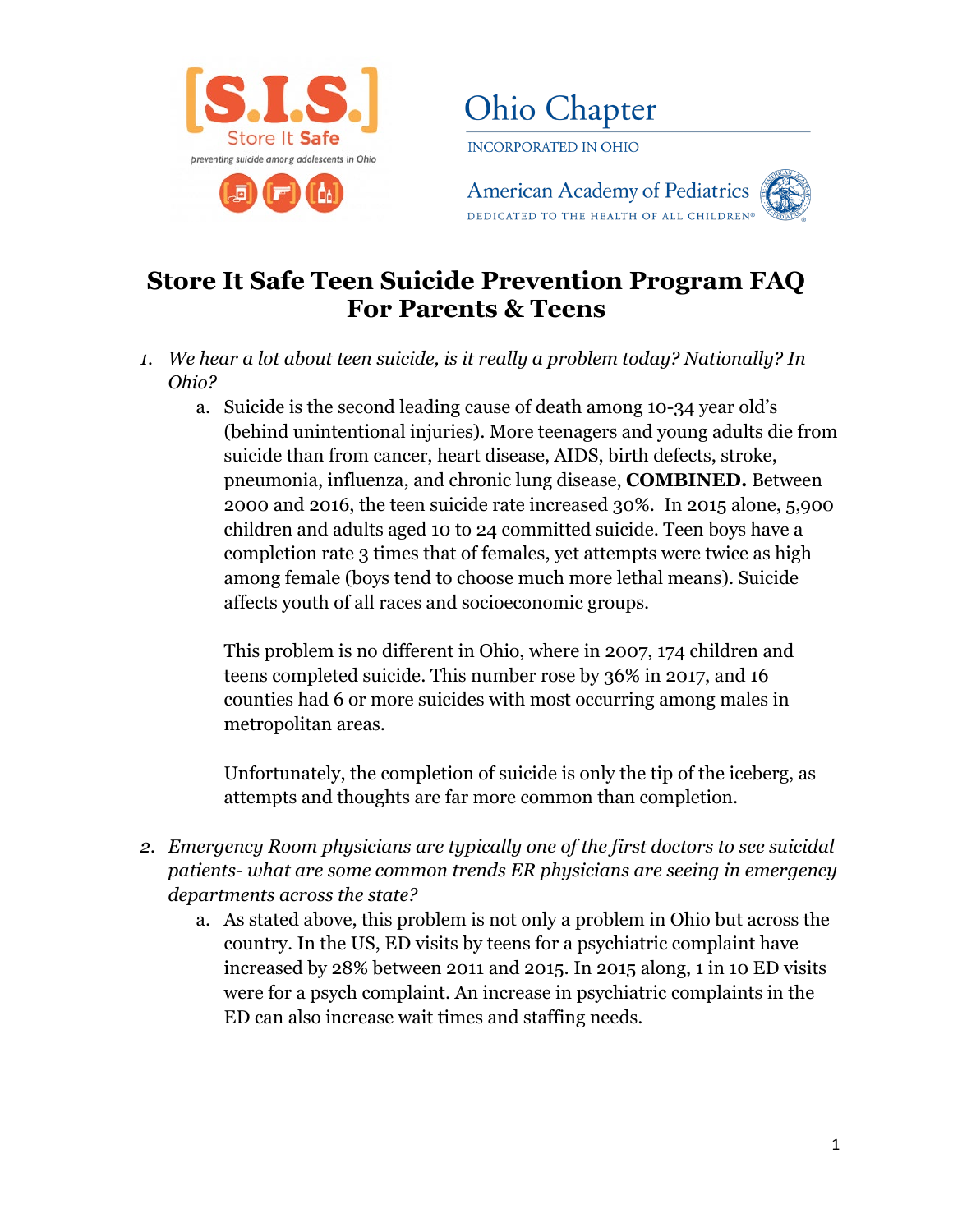[S.I.S.] Store It Safe

preventing suicide among adolescents in Ohio

Ohio Chapter

INCORPORATED IN OHIO

American Academy of Pediatrics

DEDICATED TO THE HEALTH OF ALL CHILDREN®

# Store It Safe Teen Suicide Prevention Program FAQ For Parents & Teens

1. *We hear a lot about teen suicide, is it really a problem today? Nationally? In Ohio?*
   a. Suicide is the second leading cause of death among 10-34 year old's (behind unintentional injuries). More teenagers and young adults die from suicide than from cancer, heart disease, AIDS, birth defects, stroke, pneumonia, influenza, and chronic lung disease, **COMBINED.** Between 2000 and 2016, the teen suicide rate increased 30%. In 2015 alone, 5,900 children and adults aged 10 to 24 committed suicide. Teen boys have a completion rate 3 times that of females, yet attempts were twice as high among female (boys tend to choose much more lethal means). Suicide affects youth of all races and socioeconomic groups.

      This problem is no different in Ohio, where in 2007, 174 children and teens completed suicide. This number rose by 36% in 2017, and 16 counties had 6 or more suicides with most occurring among males in metropolitan areas.

      Unfortunately, the completion of suicide is only the tip of the iceberg, as attempts and thoughts are far more common than completion.

2. *Emergency Room physicians are typically one of the first doctors to see suicidal patients- what are some common trends ER physicians are seeing in emergency departments across the state?*
   a. As stated above, this problem is not only a problem in Ohio but across the country. In the US, ED visits by teens for a psychiatric complaint have increased by 28% between 2011 and 2015. In 2015 along, 1 in 10 ED visits were for a psych complaint. An increase in psychiatric complaints in the ED can also increase wait times and staffing needs.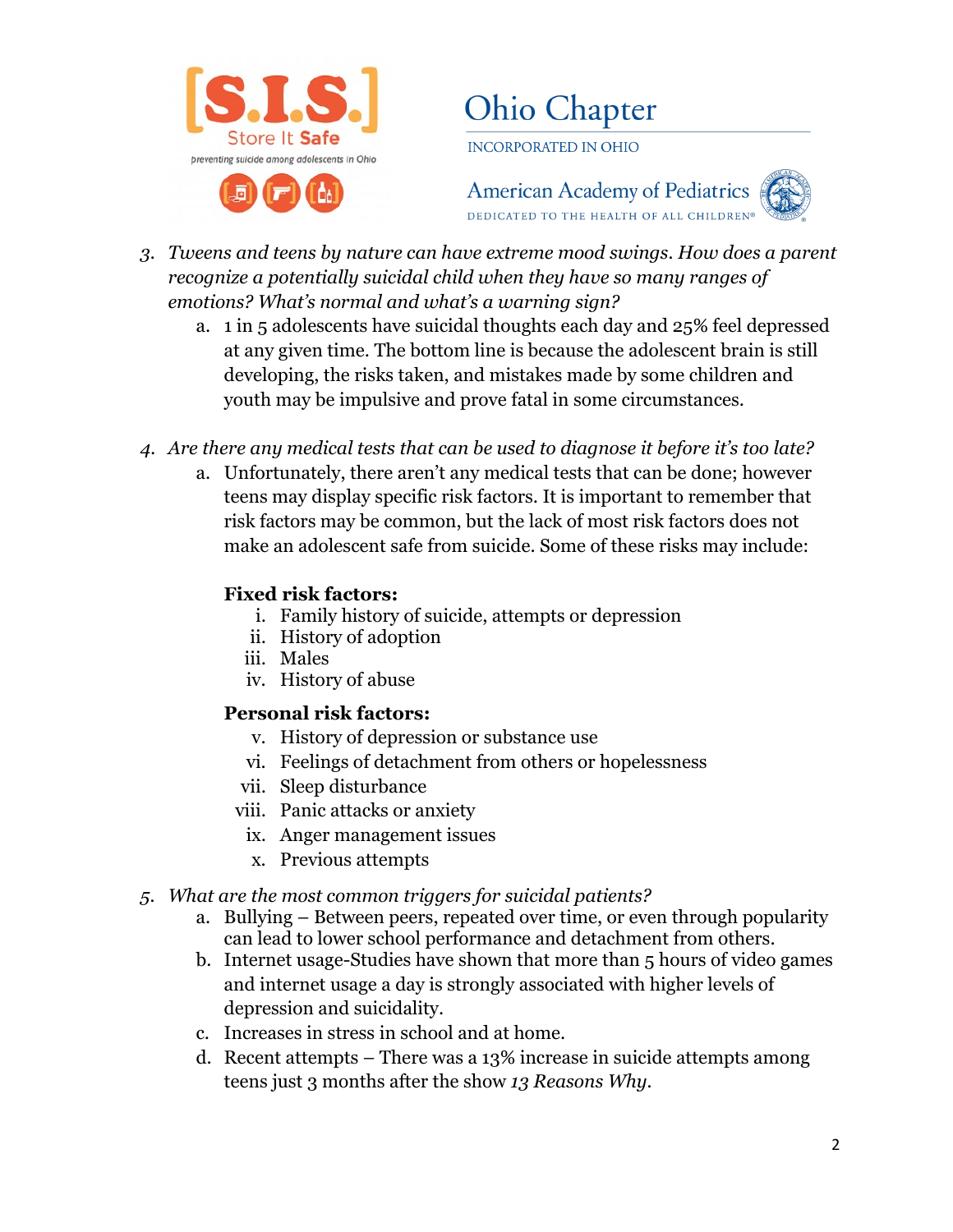3. *Tweens and teens by nature can have extreme mood swings. How does a parent recognize a potentially suicidal child when they have so many ranges of emotions? What's normal and what's a warning sign?*
    a. 1 in 5 adolescents have suicidal thoughts each day and 25% feel depressed at any given time. The bottom line is because the adolescent brain is still developing, the risks taken, and mistakes made by some children and youth may be impulsive and prove fatal in some circumstances.

4. *Are there any medical tests that can be used to diagnose it before it's too late?*
    a. Unfortunately, there aren't any medical tests that can be done; however teens may display specific risk factors. It is important to remember that risk factors may be common, but the lack of most risk factors does not make an adolescent safe from suicide. Some of these risks may include:

       **Fixed risk factors:**
        i. Family history of suicide, attempts or depression
        ii. History of adoption
        iii. Males
        iv. History of abuse

       **Personal risk factors:**
        v. History of depression or substance use
        vi. Feelings of detachment from others or hopelessness
        vii. Sleep disturbance
        viii. Panic attacks or anxiety
        ix. Anger management issues
        x. Previous attempts

5. *What are the most common triggers for suicidal patients?*
    a. Bullying – Between peers, repeated over time, or even through popularity can lead to lower school performance and detachment from others.
    b. Internet usage-Studies have shown that more than 5 hours of video games and internet usage a day is strongly associated with higher levels of depression and suicidality.
    c. Increases in stress in school and at home.
    d. Recent attempts – There was a 13% increase in suicide attempts among teens just 3 months after the show *13 Reasons Why*.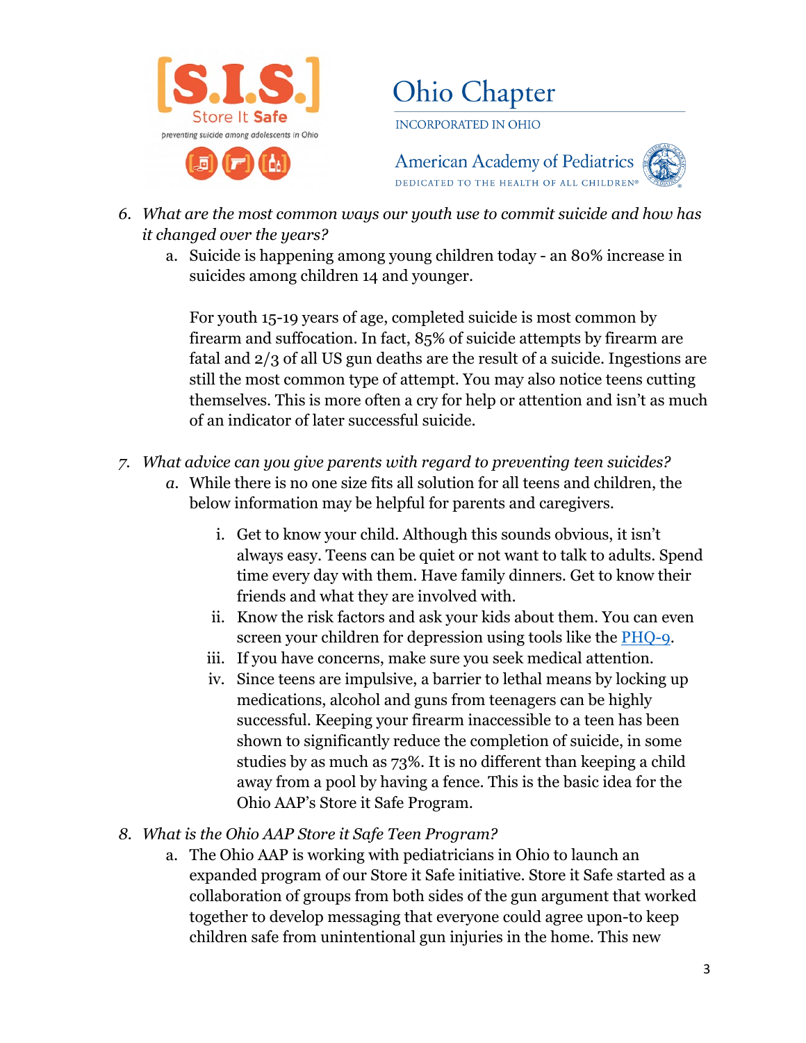6. *What are the most common ways our youth use to commit suicide and how has it changed over the years?*
   a. Suicide is happening among young children today - an 80% increase in suicides among children 14 and younger.

      For youth 15-19 years of age, completed suicide is most common by firearm and suffocation. In fact, 85% of suicide attempts by firearm are fatal and 2/3 of all US gun deaths are the result of a suicide. Ingestions are still the most common type of attempt. You may also notice teens cutting themselves. This is more often a cry for help or attention and isn't as much of an indicator of later successful suicide.

7. *What advice can you give parents with regard to preventing teen suicides?*
   a. While there is no one size fits all solution for all teens and children, the below information may be helpful for parents and caregivers.

      i. Get to know your child. Although this sounds obvious, it isn't always easy. Teens can be quiet or not want to talk to adults. Spend time every day with them. Have family dinners. Get to know their friends and what they are involved with.
      ii. Know the risk factors and ask your kids about them. You can even screen your children for depression using tools like the PHQ-9.
      iii. If you have concerns, make sure you seek medical attention.
      iv. Since teens are impulsive, a barrier to lethal means by locking up medications, alcohol and guns from teenagers can be highly successful. Keeping your firearm inaccessible to a teen has been shown to significantly reduce the completion of suicide, in some studies by as much as 73%. It is no different than keeping a child away from a pool by having a fence. This is the basic idea for the Ohio AAP's Store it Safe Program.

8. *What is the Ohio AAP Store it Safe Teen Program?*
   a. The Ohio AAP is working with pediatricians in Ohio to launch an expanded program of our Store it Safe initiative. Store it Safe started as a collaboration of groups from both sides of the gun argument that worked together to develop messaging that everyone could agree upon-to keep children safe from unintentional gun injuries in the home. This new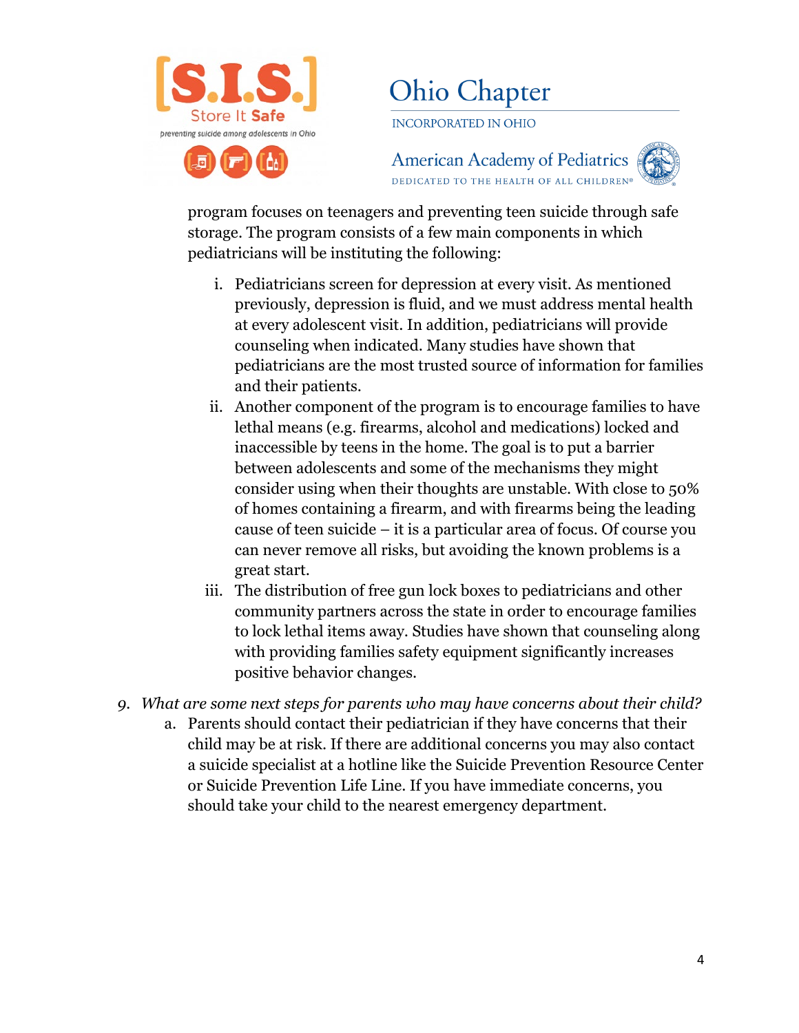program focuses on teenagers and preventing teen suicide through safe storage. The program consists of a few main components in which pediatricians will be instituting the following:

i. Pediatricians screen for depression at every visit. As mentioned previously, depression is fluid, and we must address mental health at every adolescent visit. In addition, pediatricians will provide counseling when indicated. Many studies have shown that pediatricians are the most trusted source of information for families and their patients.

ii. Another component of the program is to encourage families to have lethal means (e.g. firearms, alcohol and medications) locked and inaccessible by teens in the home. The goal is to put a barrier between adolescents and some of the mechanisms they might consider using when their thoughts are unstable. With close to 50% of homes containing a firearm, and with firearms being the leading cause of teen suicide – it is a particular area of focus. Of course you can never remove all risks, but avoiding the known problems is a great start.

iii. The distribution of free gun lock boxes to pediatricians and other community partners across the state in order to encourage families to lock lethal items away. Studies have shown that counseling along with providing families safety equipment significantly increases positive behavior changes.

9. *What are some next steps for parents who may have concerns about their child?*

   a. Parents should contact their pediatrician if they have concerns that their child may be at risk. If there are additional concerns you may also contact a suicide specialist at a hotline like the Suicide Prevention Resource Center or Suicide Prevention Life Line. If you have immediate concerns, you should take your child to the nearest emergency department.